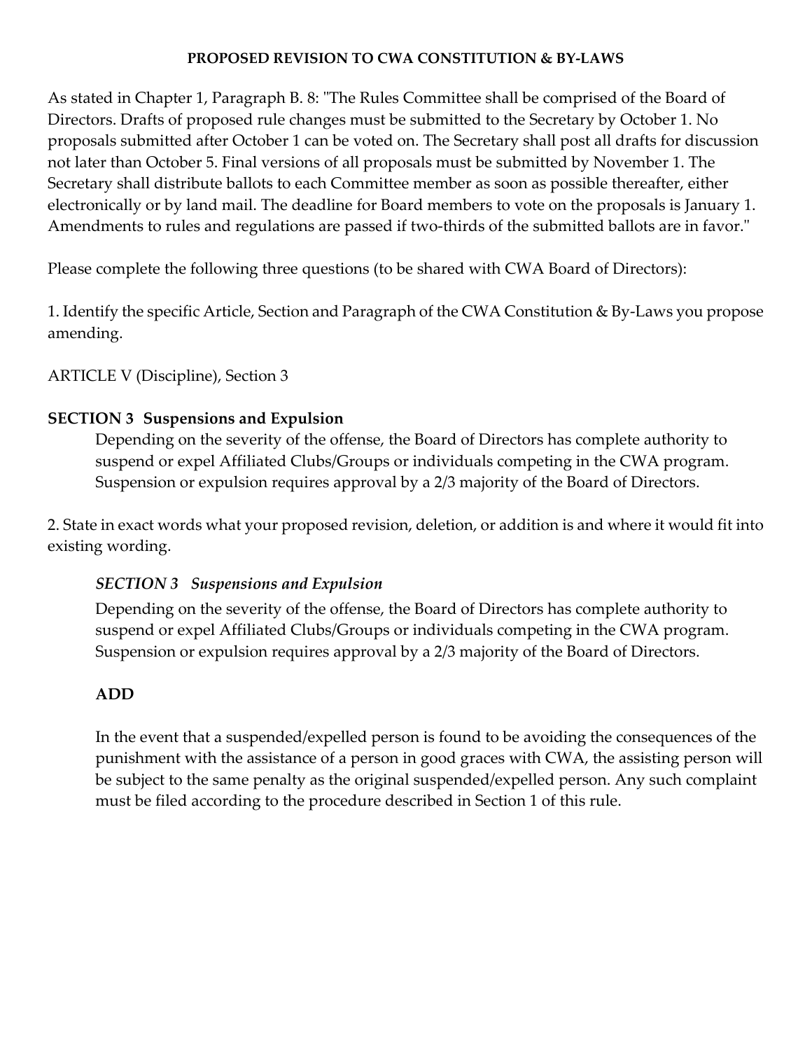**PROPOSED REVISION TO CWA CONSTITUTION & BY-LAWS**

As stated in Chapter 1, Paragraph B. 8: "The Rules Committee shall be comprised of the Board of Directors. Drafts of proposed rule changes must be submitted to the Secretary by October 1. No proposals submitted after October 1 can be voted on. The Secretary shall post all drafts for discussion not later than October 5. Final versions of all proposals must be submitted by November 1. The Secretary shall distribute ballots to each Committee member as soon as possible thereafter, either electronically or by land mail. The deadline for Board members to vote on the proposals is January 1. Amendments to rules and regulations are passed if two-thirds of the submitted ballots are in favor."

Please complete the following three questions (to be shared with CWA Board of Directors):

1. Identify the specific Article, Section and Paragraph of the CWA Constitution & By-Laws you propose amending.

ARTICLE V (Discipline), Section 3

**SECTION 3 Suspensions and Expulsion**

Depending on the severity of the offense, the Board of Directors has complete authority to suspend or expel Affiliated Clubs/Groups or individuals competing in the CWA program. Suspension or expulsion requires approval by a 2/3 majority of the Board of Directors.

2. State in exact words what your proposed revision, deletion, or addition is and where it would fit into existing wording.

***SECTION 3 Suspensions and Expulsion***

Depending on the severity of the offense, the Board of Directors has complete authority to suspend or expel Affiliated Clubs/Groups or individuals competing in the CWA program. Suspension or expulsion requires approval by a 2/3 majority of the Board of Directors.

**ADD**

In the event that a suspended/expelled person is found to be avoiding the consequences of the punishment with the assistance of a person in good graces with CWA, the assisting person will be subject to the same penalty as the original suspended/expelled person. Any such complaint must be filed according to the procedure described in Section 1 of this rule.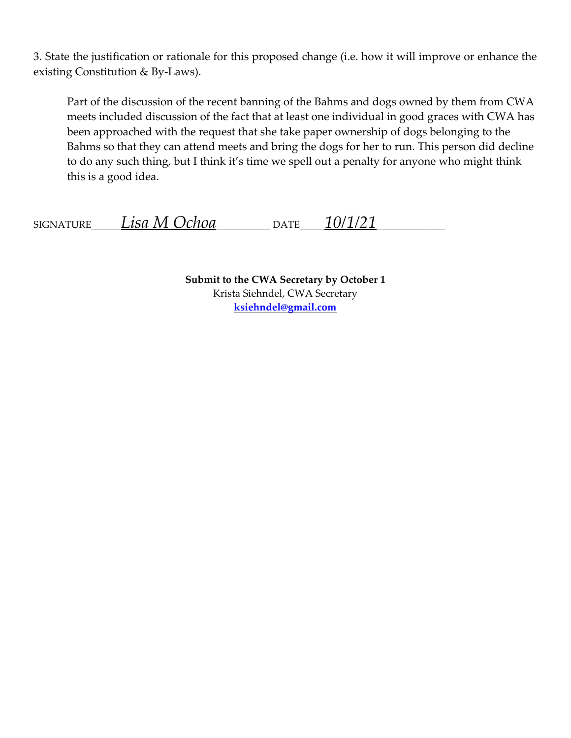3. State the justification or rationale for this proposed change (i.e. how it will improve or enhance the existing Constitution & By-Laws).

> Part of the discussion of the recent banning of the Bahms and dogs owned by them from CWA meets included discussion of the fact that at least one individual in good graces with CWA has been approached with the request that she take paper ownership of dogs belonging to the Bahms so that they can attend meets and bring the dogs for her to run. This person did decline to do any such thing, but I think it's time we spell out a penalty for anyone who might think this is a good idea.

SIGNATURE *Lisa M Ochoa* DATE *10/1/21*

**Submit to the CWA Secretary by October 1**
Krista Siehndel, CWA Secretary
**ksiehndel@gmail.com**